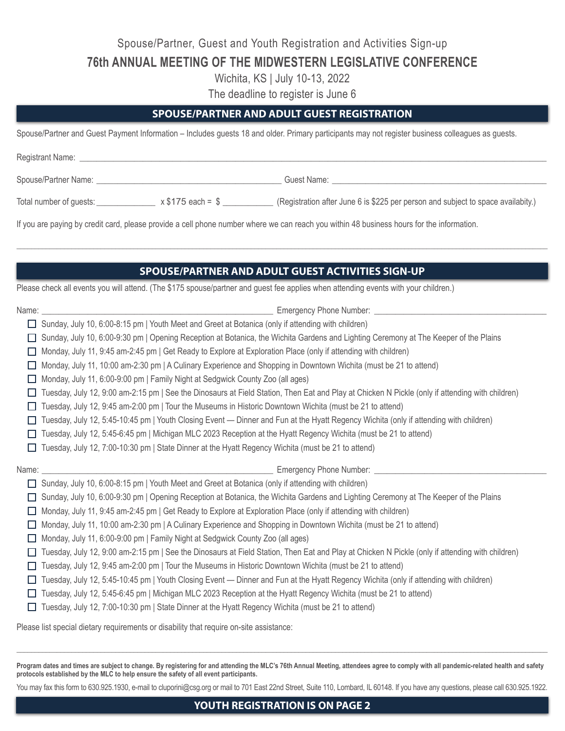Spouse/Partner, Guest and Youth Registration and Activities Sign-up

# 76th ANNUAL MEETING OF THE MIDWESTERN LEGISLATIVE CONFERENCE

Wichita, KS | July 10-13, 2022

The deadline to register is June 6

## SPOUSE/PARTNER AND ADULT GUEST REGISTRATION

Spouse/Partner and Guest Payment Information – Includes guests 18 and older. Primary participants may not register business colleagues as guests.

Registrant Name: ______________________________________________

Spouse/Partner Name: ______________________________ Guest Name: ______________________________

Total number of guests: __________ x $175 each = $ __________ (Registration after June 6 is $225 per person and subject to space availabity.)

If you are paying by credit card, please provide a cell phone number where we can reach you within 48 business hours for the information.

______________________________________________

## SPOUSE/PARTNER AND ADULT GUEST ACTIVITIES SIGN-UP

Please check all events you will attend. (The $175 spouse/partner and guest fee applies when attending events with your children.)

Name: ______________________________ Emergency Phone Number: ______________________________

- ☐ Sunday, July 10, 6:00-8:15 pm | Youth Meet and Greet at Botanica (only if attending with children)
- ☐ Sunday, July 10, 6:00-9:30 pm | Opening Reception at Botanica, the Wichita Gardens and Lighting Ceremony at The Keeper of the Plains
- ☐ Monday, July 11, 9:45 am-2:45 pm | Get Ready to Explore at Exploration Place (only if attending with children)
- ☐ Monday, July 11, 10:00 am-2:30 pm | A Culinary Experience and Shopping in Downtown Wichita (must be 21 to attend)
- ☐ Monday, July 11, 6:00-9:00 pm | Family Night at Sedgwick County Zoo (all ages)
- ☐ Tuesday, July 12, 9:00 am-2:15 pm | See the Dinosaurs at Field Station, Then Eat and Play at Chicken N Pickle (only if attending with children)
- ☐ Tuesday, July 12, 9:45 am-2:00 pm | Tour the Museums in Historic Downtown Wichita (must be 21 to attend)
- ☐ Tuesday, July 12, 5:45-10:45 pm | Youth Closing Event — Dinner and Fun at the Hyatt Regency Wichita (only if attending with children)
- ☐ Tuesday, July 12, 5:45-6:45 pm | Michigan MLC 2023 Reception at the Hyatt Regency Wichita (must be 21 to attend)
- ☐ Tuesday, July 12, 7:00-10:30 pm | State Dinner at the Hyatt Regency Wichita (must be 21 to attend)

Name: ______________________________ Emergency Phone Number: ______________________________

- ☐ Sunday, July 10, 6:00-8:15 pm | Youth Meet and Greet at Botanica (only if attending with children)
- ☐ Sunday, July 10, 6:00-9:30 pm | Opening Reception at Botanica, the Wichita Gardens and Lighting Ceremony at The Keeper of the Plains
- ☐ Monday, July 11, 9:45 am-2:45 pm | Get Ready to Explore at Exploration Place (only if attending with children)
- ☐ Monday, July 11, 10:00 am-2:30 pm | A Culinary Experience and Shopping in Downtown Wichita (must be 21 to attend)
- ☐ Monday, July 11, 6:00-9:00 pm | Family Night at Sedgwick County Zoo (all ages)
- ☐ Tuesday, July 12, 9:00 am-2:15 pm | See the Dinosaurs at Field Station, Then Eat and Play at Chicken N Pickle (only if attending with children)
- ☐ Tuesday, July 12, 9:45 am-2:00 pm | Tour the Museums in Historic Downtown Wichita (must be 21 to attend)
- ☐ Tuesday, July 12, 5:45-10:45 pm | Youth Closing Event — Dinner and Fun at the Hyatt Regency Wichita (only if attending with children)
- ☐ Tuesday, July 12, 5:45-6:45 pm | Michigan MLC 2023 Reception at the Hyatt Regency Wichita (must be 21 to attend)
- ☐ Tuesday, July 12, 7:00-10:30 pm | State Dinner at the Hyatt Regency Wichita (must be 21 to attend)

Please list special dietary requirements or disability that require on-site assistance:

______________________________________________

**Program dates and times are subject to change. By registering for and attending the MLC's 76th Annual Meeting, attendees agree to comply with all pandemic-related health and safety protocols established by the MLC to help ensure the safety of all event participants.**

You may fax this form to 630.925.1930, e-mail to cluporini@csg.org or mail to 701 East 22nd Street, Suite 110, Lombard, IL 60148. If you have any questions, please call 630.925.1922.

## YOUTH REGISTRATION IS ON PAGE 2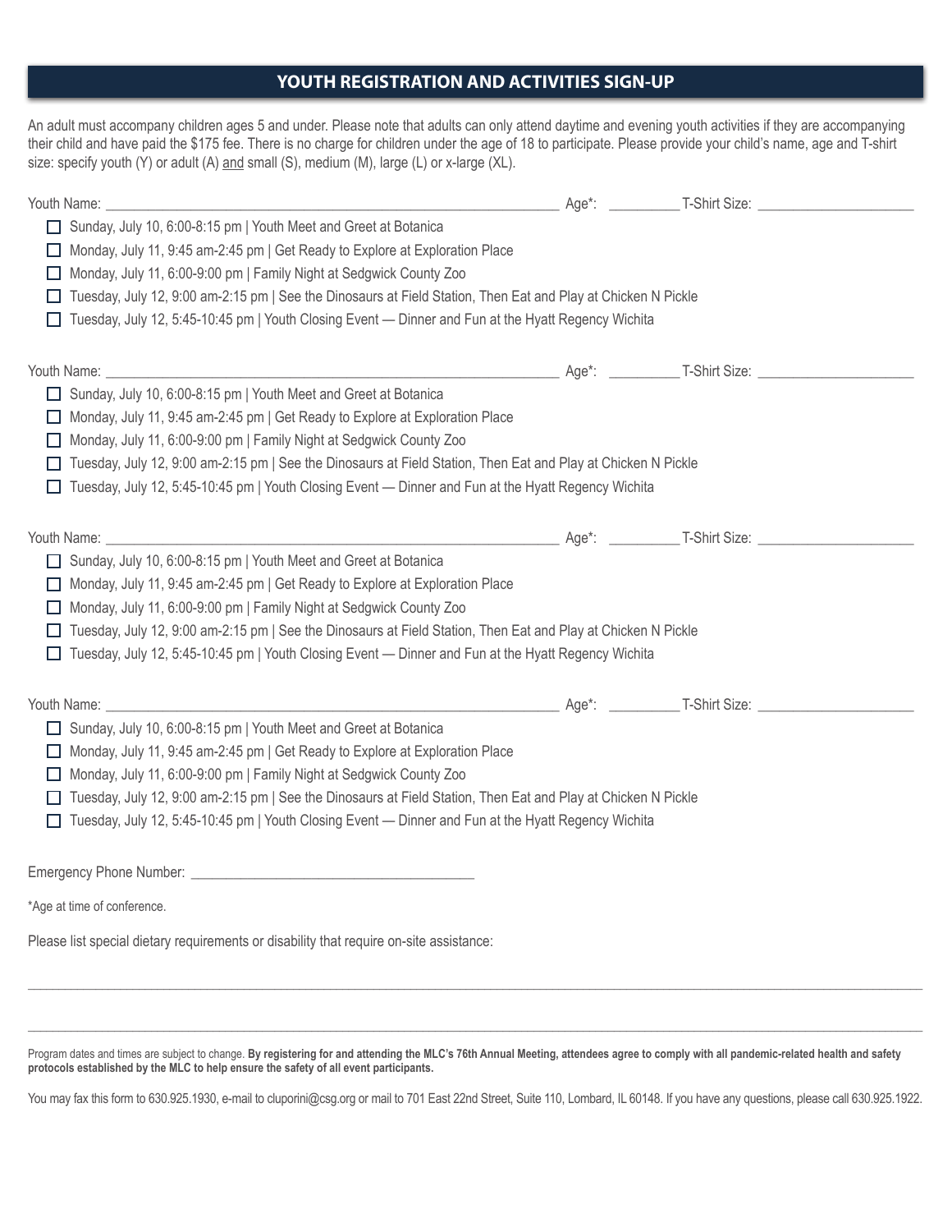## YOUTH REGISTRATION AND ACTIVITIES SIGN-UP

An adult must accompany children ages 5 and under. Please note that adults can only attend daytime and evening youth activities if they are accompanying their child and have paid the $175 fee. There is no charge for children under the age of 18 to participate. Please provide your child's name, age and T-shirt size: specify youth (Y) or adult (A) and small (S), medium (M), large (L) or x-large (XL).

Youth Name: ______________________________ Age*: __________ T-Shirt Size: ______________________

- ☐ Sunday, July 10, 6:00-8:15 pm | Youth Meet and Greet at Botanica
- ☐ Monday, July 11, 9:45 am-2:45 pm | Get Ready to Explore at Exploration Place
- ☐ Monday, July 11, 6:00-9:00 pm | Family Night at Sedgwick County Zoo
- ☐ Tuesday, July 12, 9:00 am-2:15 pm | See the Dinosaurs at Field Station, Then Eat and Play at Chicken N Pickle
- ☐ Tuesday, July 12, 5:45-10:45 pm | Youth Closing Event — Dinner and Fun at the Hyatt Regency Wichita

Youth Name: ______________________________ Age*: __________ T-Shirt Size: ______________________

- ☐ Sunday, July 10, 6:00-8:15 pm | Youth Meet and Greet at Botanica
- ☐ Monday, July 11, 9:45 am-2:45 pm | Get Ready to Explore at Exploration Place
- ☐ Monday, July 11, 6:00-9:00 pm | Family Night at Sedgwick County Zoo
- ☐ Tuesday, July 12, 9:00 am-2:15 pm | See the Dinosaurs at Field Station, Then Eat and Play at Chicken N Pickle
- ☐ Tuesday, July 12, 5:45-10:45 pm | Youth Closing Event — Dinner and Fun at the Hyatt Regency Wichita

Youth Name: ______________________________ Age*: __________ T-Shirt Size: ______________________

- ☐ Sunday, July 10, 6:00-8:15 pm | Youth Meet and Greet at Botanica
- ☐ Monday, July 11, 9:45 am-2:45 pm | Get Ready to Explore at Exploration Place
- ☐ Monday, July 11, 6:00-9:00 pm | Family Night at Sedgwick County Zoo
- ☐ Tuesday, July 12, 9:00 am-2:15 pm | See the Dinosaurs at Field Station, Then Eat and Play at Chicken N Pickle
- ☐ Tuesday, July 12, 5:45-10:45 pm | Youth Closing Event — Dinner and Fun at the Hyatt Regency Wichita

Youth Name: ______________________________ Age*: __________ T-Shirt Size: ______________________

- ☐ Sunday, July 10, 6:00-8:15 pm | Youth Meet and Greet at Botanica
- ☐ Monday, July 11, 9:45 am-2:45 pm | Get Ready to Explore at Exploration Place
- ☐ Monday, July 11, 6:00-9:00 pm | Family Night at Sedgwick County Zoo
- ☐ Tuesday, July 12, 9:00 am-2:15 pm | See the Dinosaurs at Field Station, Then Eat and Play at Chicken N Pickle
- ☐ Tuesday, July 12, 5:45-10:45 pm | Youth Closing Event — Dinner and Fun at the Hyatt Regency Wichita

Emergency Phone Number: ______________________________

*Age at time of conference.

Please list special dietary requirements or disability that require on-site assistance:

______________________________________________________________________________

______________________________________________________________________________

Program dates and times are subject to change. **By registering for and attending the MLC's 76th Annual Meeting, attendees agree to comply with all pandemic-related health and safety protocols established by the MLC to help ensure the safety of all event participants.**

You may fax this form to 630.925.1930, e-mail to cluporini@csg.org or mail to 701 East 22nd Street, Suite 110, Lombard, IL 60148. If you have any questions, please call 630.925.1922.